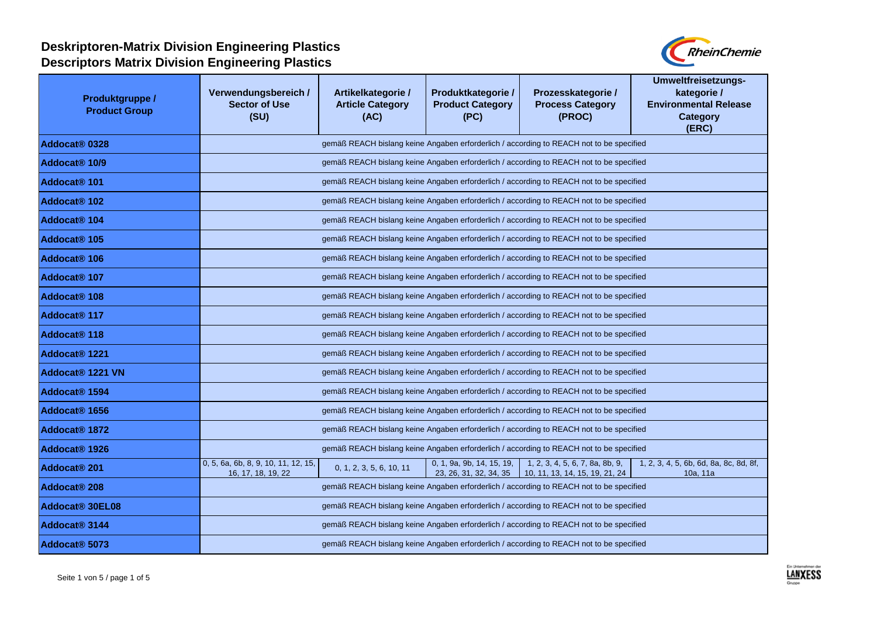# Deskriptoren-Matrix Division Engineering Plastics
# Descriptors Matrix Division Engineering Plastics

| Produktgruppe / Product Group | Verwendungsbereich / Sector of Use (SU) | Artikelkategorie / Article Category (AC) | Produktkategorie / Product Category (PC) | Prozesskategorie / Process Category (PROC) | Umweltfreisetzungs-kategorie / Environmental Release Category (ERC) |
|---|---|---|---|---|---|
| **Addocat® 0328** | gemäß REACH bislang keine Angaben erforderlich / according to REACH not to be specified | | | | |
| **Addocat® 10/9** | gemäß REACH bislang keine Angaben erforderlich / according to REACH not to be specified | | | | |
| **Addocat® 101** | gemäß REACH bislang keine Angaben erforderlich / according to REACH not to be specified | | | | |
| **Addocat® 102** | gemäß REACH bislang keine Angaben erforderlich / according to REACH not to be specified | | | | |
| **Addocat® 104** | gemäß REACH bislang keine Angaben erforderlich / according to REACH not to be specified | | | | |
| **Addocat® 105** | gemäß REACH bislang keine Angaben erforderlich / according to REACH not to be specified | | | | |
| **Addocat® 106** | gemäß REACH bislang keine Angaben erforderlich / according to REACH not to be specified | | | | |
| **Addocat® 107** | gemäß REACH bislang keine Angaben erforderlich / according to REACH not to be specified | | | | |
| **Addocat® 108** | gemäß REACH bislang keine Angaben erforderlich / according to REACH not to be specified | | | | |
| **Addocat® 117** | gemäß REACH bislang keine Angaben erforderlich / according to REACH not to be specified | | | | |
| **Addocat® 118** | gemäß REACH bislang keine Angaben erforderlich / according to REACH not to be specified | | | | |
| **Addocat® 1221** | gemäß REACH bislang keine Angaben erforderlich / according to REACH not to be specified | | | | |
| **Addocat® 1221 VN** | gemäß REACH bislang keine Angaben erforderlich / according to REACH not to be specified | | | | |
| **Addocat® 1594** | gemäß REACH bislang keine Angaben erforderlich / according to REACH not to be specified | | | | |
| **Addocat® 1656** | gemäß REACH bislang keine Angaben erforderlich / according to REACH not to be specified | | | | |
| **Addocat® 1872** | gemäß REACH bislang keine Angaben erforderlich / according to REACH not to be specified | | | | |
| **Addocat® 1926** | gemäß REACH bislang keine Angaben erforderlich / according to REACH not to be specified | | | | |
| **Addocat® 201** | 0, 5, 6a, 6b, 8, 9, 10, 11, 12, 15, 16, 17, 18, 19, 22 | 0, 1, 2, 3, 5, 6, 10, 11 | 0, 1, 9a, 9b, 14, 15, 19, 23, 26, 31, 32, 34, 35 | 1, 2, 3, 4, 5, 6, 7, 8a, 8b, 9, 10, 11, 13, 14, 15, 19, 21, 24 | 1, 2, 3, 4, 5, 6b, 6d, 8a, 8c, 8d, 8f, 10a, 11a |
| **Addocat® 208** | gemäß REACH bislang keine Angaben erforderlich / according to REACH not to be specified | | | | |
| **Addocat® 30EL08** | gemäß REACH bislang keine Angaben erforderlich / according to REACH not to be specified | | | | |
| **Addocat® 3144** | gemäß REACH bislang keine Angaben erforderlich / according to REACH not to be specified | | | | |
| **Addocat® 5073** | gemäß REACH bislang keine Angaben erforderlich / according to REACH not to be specified | | | | |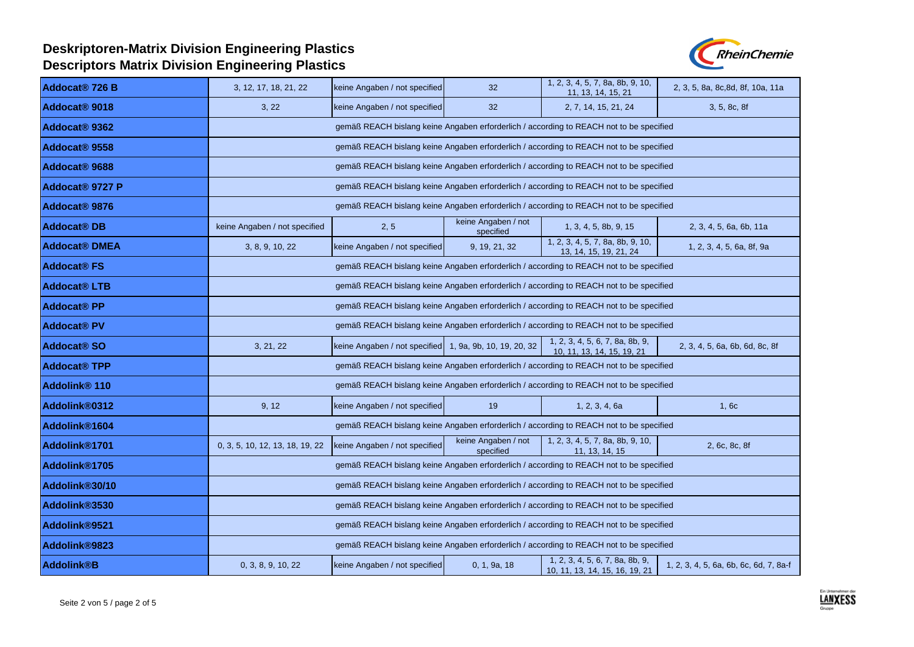# Deskriptoren-Matrix Division Engineering Plastics
# Descriptors Matrix Division Engineering Plastics

| | | | | | |
|---|---|---|---|---|---|
| **Addocat® 726 B** | 3, 12, 17, 18, 21, 22 | keine Angaben / not specified | 32 | 1, 2, 3, 4, 5, 7, 8a, 8b, 9, 10, 11, 13, 14, 15, 21 | 2, 3, 5, 8a, 8c,8d, 8f, 10a, 11a |
| **Addocat® 9018** | 3, 22 | keine Angaben / not specified | 32 | 2, 7, 14, 15, 21, 24 | 3, 5, 8c, 8f |
| **Addocat® 9362** | gemäß REACH bislang keine Angaben erforderlich / according to REACH not to be specified | | | | |
| **Addocat® 9558** | gemäß REACH bislang keine Angaben erforderlich / according to REACH not to be specified | | | | |
| **Addocat® 9688** | gemäß REACH bislang keine Angaben erforderlich / according to REACH not to be specified | | | | |
| **Addocat® 9727 P** | gemäß REACH bislang keine Angaben erforderlich / according to REACH not to be specified | | | | |
| **Addocat® 9876** | gemäß REACH bislang keine Angaben erforderlich / according to REACH not to be specified | | | | |
| **Addocat® DB** | keine Angaben / not specified | 2, 5 | keine Angaben / not specified | 1, 3, 4, 5, 8b, 9, 15 | 2, 3, 4, 5, 6a, 6b, 11a |
| **Addocat® DMEA** | 3, 8, 9, 10, 22 | keine Angaben / not specified | 9, 19, 21, 32 | 1, 2, 3, 4, 5, 7, 8a, 8b, 9, 10, 13, 14, 15, 19, 21, 24 | 1, 2, 3, 4, 5, 6a, 8f, 9a |
| **Addocat® FS** | gemäß REACH bislang keine Angaben erforderlich / according to REACH not to be specified | | | | |
| **Addocat® LTB** | gemäß REACH bislang keine Angaben erforderlich / according to REACH not to be specified | | | | |
| **Addocat® PP** | gemäß REACH bislang keine Angaben erforderlich / according to REACH not to be specified | | | | |
| **Addocat® PV** | gemäß REACH bislang keine Angaben erforderlich / according to REACH not to be specified | | | | |
| **Addocat® SO** | 3, 21, 22 | keine Angaben / not specified | 1, 9a, 9b, 10, 19, 20, 32 | 1, 2, 3, 4, 5, 6, 7, 8a, 8b, 9, 10, 11, 13, 14, 15, 19, 21 | 2, 3, 4, 5, 6a, 6b, 6d, 8c, 8f |
| **Addocat® TPP** | gemäß REACH bislang keine Angaben erforderlich / according to REACH not to be specified | | | | |
| **Addolink® 110** | gemäß REACH bislang keine Angaben erforderlich / according to REACH not to be specified | | | | |
| **Addolink®0312** | 9, 12 | keine Angaben / not specified | 19 | 1, 2, 3, 4, 6a | 1, 6c |
| **Addolink®1604** | gemäß REACH bislang keine Angaben erforderlich / according to REACH not to be specified | | | | |
| **Addolink®1701** | 0, 3, 5, 10, 12, 13, 18, 19, 22 | keine Angaben / not specified | keine Angaben / not specified | 1, 2, 3, 4, 5, 7, 8a, 8b, 9, 10, 11, 13, 14, 15 | 2, 6c, 8c, 8f |
| **Addolink®1705** | gemäß REACH bislang keine Angaben erforderlich / according to REACH not to be specified | | | | |
| **Addolink®30/10** | gemäß REACH bislang keine Angaben erforderlich / according to REACH not to be specified | | | | |
| **Addolink®3530** | gemäß REACH bislang keine Angaben erforderlich / according to REACH not to be specified | | | | |
| **Addolink®9521** | gemäß REACH bislang keine Angaben erforderlich / according to REACH not to be specified | | | | |
| **Addolink®9823** | gemäß REACH bislang keine Angaben erforderlich / according to REACH not to be specified | | | | |
| **Addolink®B** | 0, 3, 8, 9, 10, 22 | keine Angaben / not specified | 0, 1, 9a, 18 | 1, 2, 3, 4, 5, 6, 7, 8a, 8b, 9, 10, 11, 13, 14, 15, 16, 19, 21 | 1, 2, 3, 4, 5, 6a, 6b, 6c, 6d, 7, 8a-f |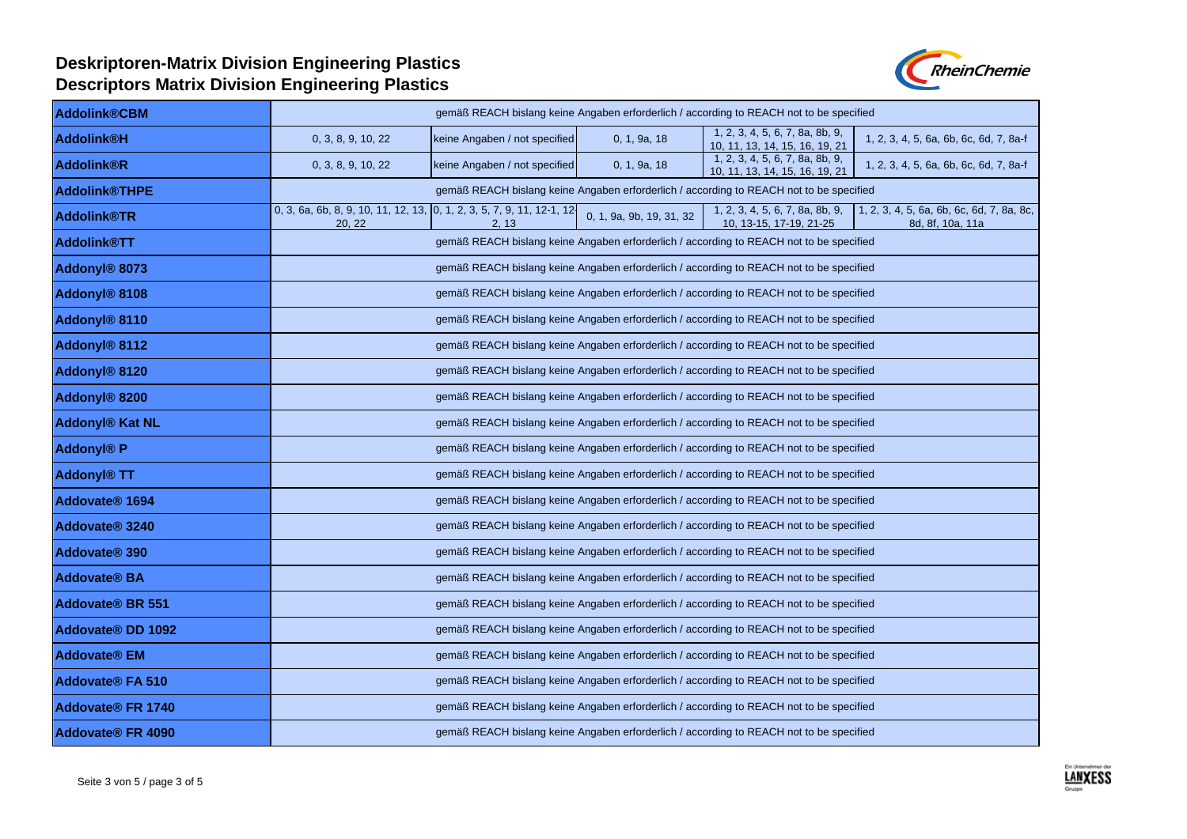# Deskriptoren-Matrix Division Engineering Plastics
# Descriptors Matrix Division Engineering Plastics

| | | | | | |
|---|---|---|---|---|---|
| **Addolink®CBM** | gemäß REACH bislang keine Angaben erforderlich / according to REACH not to be specified | | | | |
| **Addolink®H** | 0, 3, 8, 9, 10, 22 | keine Angaben / not specified | 0, 1, 9a, 18 | 1, 2, 3, 4, 5, 6, 7, 8a, 8b, 9, 10, 11, 13, 14, 15, 16, 19, 21 | 1, 2, 3, 4, 5, 6a, 6b, 6c, 6d, 7, 8a-f |
| **Addolink®R** | 0, 3, 8, 9, 10, 22 | keine Angaben / not specified | 0, 1, 9a, 18 | 1, 2, 3, 4, 5, 6, 7, 8a, 8b, 9, 10, 11, 13, 14, 15, 16, 19, 21 | 1, 2, 3, 4, 5, 6a, 6b, 6c, 6d, 7, 8a-f |
| **Addolink®THPE** | gemäß REACH bislang keine Angaben erforderlich / according to REACH not to be specified | | | | |
| **Addolink®TR** | 0, 3, 6a, 6b, 8, 9, 10, 11, 12, 13, 20, 22 | 0, 1, 2, 3, 5, 7, 9, 11, 12-1, 12-2, 13 | 0, 1, 9a, 9b, 19, 31, 32 | 1, 2, 3, 4, 5, 6, 7, 8a, 8b, 9, 10, 13-15, 17-19, 21-25 | 1, 2, 3, 4, 5, 6a, 6b, 6c, 6d, 7, 8a, 8c, 8d, 8f, 10a, 11a |
| **Addolink®TT** | gemäß REACH bislang keine Angaben erforderlich / according to REACH not to be specified | | | | |
| **Addonyl® 8073** | gemäß REACH bislang keine Angaben erforderlich / according to REACH not to be specified | | | | |
| **Addonyl® 8108** | gemäß REACH bislang keine Angaben erforderlich / according to REACH not to be specified | | | | |
| **Addonyl® 8110** | gemäß REACH bislang keine Angaben erforderlich / according to REACH not to be specified | | | | |
| **Addonyl® 8112** | gemäß REACH bislang keine Angaben erforderlich / according to REACH not to be specified | | | | |
| **Addonyl® 8120** | gemäß REACH bislang keine Angaben erforderlich / according to REACH not to be specified | | | | |
| **Addonyl® 8200** | gemäß REACH bislang keine Angaben erforderlich / according to REACH not to be specified | | | | |
| **Addonyl® Kat NL** | gemäß REACH bislang keine Angaben erforderlich / according to REACH not to be specified | | | | |
| **Addonyl® P** | gemäß REACH bislang keine Angaben erforderlich / according to REACH not to be specified | | | | |
| **Addonyl® TT** | gemäß REACH bislang keine Angaben erforderlich / according to REACH not to be specified | | | | |
| **Addovate® 1694** | gemäß REACH bislang keine Angaben erforderlich / according to REACH not to be specified | | | | |
| **Addovate® 3240** | gemäß REACH bislang keine Angaben erforderlich / according to REACH not to be specified | | | | |
| **Addovate® 390** | gemäß REACH bislang keine Angaben erforderlich / according to REACH not to be specified | | | | |
| **Addovate® BA** | gemäß REACH bislang keine Angaben erforderlich / according to REACH not to be specified | | | | |
| **Addovate® BR 551** | gemäß REACH bislang keine Angaben erforderlich / according to REACH not to be specified | | | | |
| **Addovate® DD 1092** | gemäß REACH bislang keine Angaben erforderlich / according to REACH not to be specified | | | | |
| **Addovate® EM** | gemäß REACH bislang keine Angaben erforderlich / according to REACH not to be specified | | | | |
| **Addovate® FA 510** | gemäß REACH bislang keine Angaben erforderlich / according to REACH not to be specified | | | | |
| **Addovate® FR 1740** | gemäß REACH bislang keine Angaben erforderlich / according to REACH not to be specified | | | | |
| **Addovate® FR 4090** | gemäß REACH bislang keine Angaben erforderlich / according to REACH not to be specified | | | | |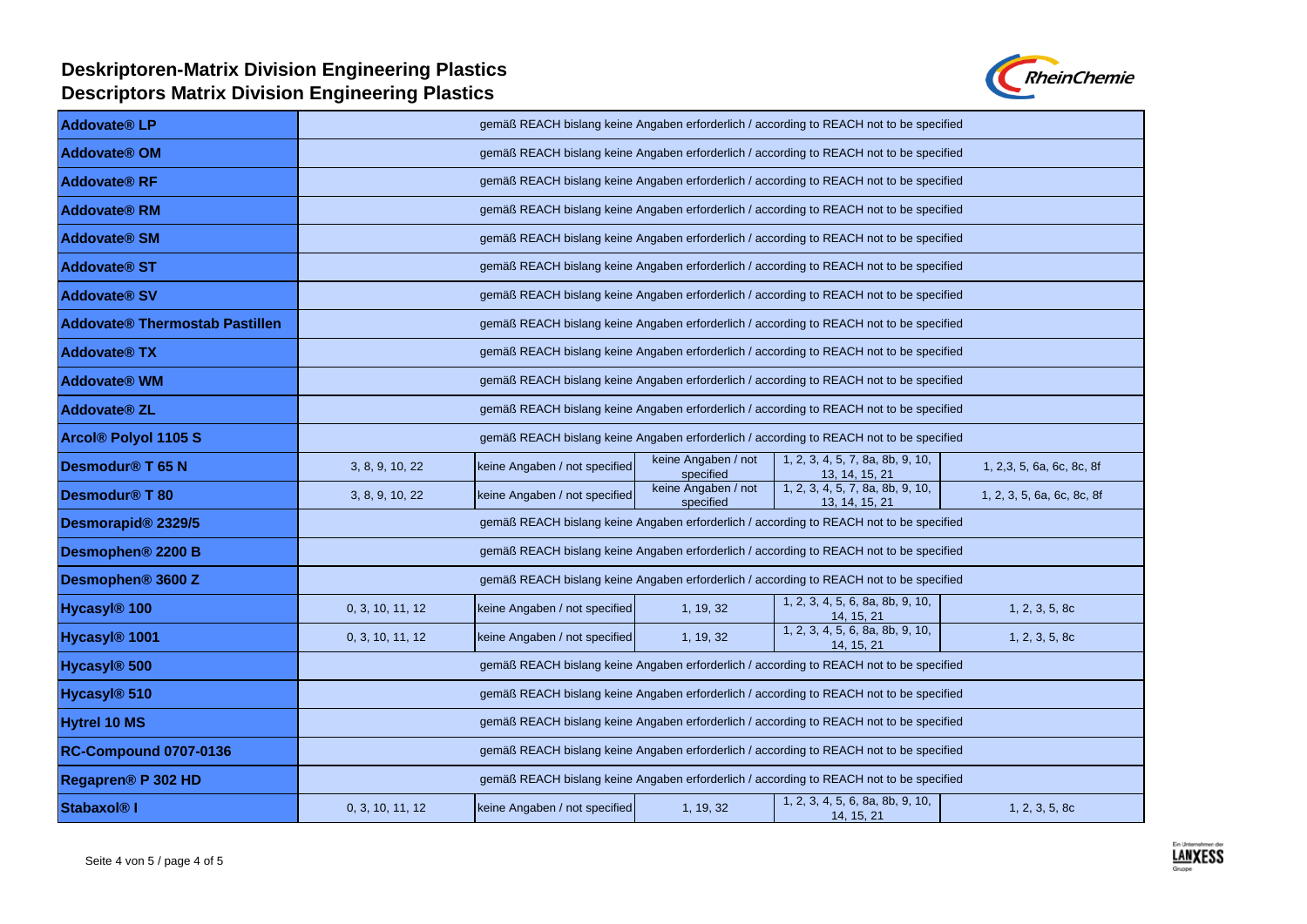# Deskriptoren-Matrix Division Engineering Plastics
# Descriptors Matrix Division Engineering Plastics

| | | | | | |
|---|---|---|---|---|---|
| **Addovate® LP** | gemäß REACH bislang keine Angaben erforderlich / according to REACH not to be specified | | | | |
| **Addovate® OM** | gemäß REACH bislang keine Angaben erforderlich / according to REACH not to be specified | | | | |
| **Addovate® RF** | gemäß REACH bislang keine Angaben erforderlich / according to REACH not to be specified | | | | |
| **Addovate® RM** | gemäß REACH bislang keine Angaben erforderlich / according to REACH not to be specified | | | | |
| **Addovate® SM** | gemäß REACH bislang keine Angaben erforderlich / according to REACH not to be specified | | | | |
| **Addovate® ST** | gemäß REACH bislang keine Angaben erforderlich / according to REACH not to be specified | | | | |
| **Addovate® SV** | gemäß REACH bislang keine Angaben erforderlich / according to REACH not to be specified | | | | |
| **Addovate® Thermostab Pastillen** | gemäß REACH bislang keine Angaben erforderlich / according to REACH not to be specified | | | | |
| **Addovate® TX** | gemäß REACH bislang keine Angaben erforderlich / according to REACH not to be specified | | | | |
| **Addovate® WM** | gemäß REACH bislang keine Angaben erforderlich / according to REACH not to be specified | | | | |
| **Addovate® ZL** | gemäß REACH bislang keine Angaben erforderlich / according to REACH not to be specified | | | | |
| **Arcol® Polyol 1105 S** | gemäß REACH bislang keine Angaben erforderlich / according to REACH not to be specified | | | | |
| **Desmodur® T 65 N** | 3, 8, 9, 10, 22 | keine Angaben / not specified | keine Angaben / not specified | 1, 2, 3, 4, 5, 7, 8a, 8b, 9, 10, 13, 14, 15, 21 | 1, 2,3, 5, 6a, 6c, 8c, 8f |
| **Desmodur® T 80** | 3, 8, 9, 10, 22 | keine Angaben / not specified | keine Angaben / not specified | 1, 2, 3, 4, 5, 7, 8a, 8b, 9, 10, 13, 14, 15, 21 | 1, 2, 3, 5, 6a, 6c, 8c, 8f |
| **Desmorapid® 2329/5** | gemäß REACH bislang keine Angaben erforderlich / according to REACH not to be specified | | | | |
| **Desmophen® 2200 B** | gemäß REACH bislang keine Angaben erforderlich / according to REACH not to be specified | | | | |
| **Desmophen® 3600 Z** | gemäß REACH bislang keine Angaben erforderlich / according to REACH not to be specified | | | | |
| **Hycasyl® 100** | 0, 3, 10, 11, 12 | keine Angaben / not specified | 1, 19, 32 | 1, 2, 3, 4, 5, 6, 8a, 8b, 9, 10, 14, 15, 21 | 1, 2, 3, 5, 8c |
| **Hycasyl® 1001** | 0, 3, 10, 11, 12 | keine Angaben / not specified | 1, 19, 32 | 1, 2, 3, 4, 5, 6, 8a, 8b, 9, 10, 14, 15, 21 | 1, 2, 3, 5, 8c |
| **Hycasyl® 500** | gemäß REACH bislang keine Angaben erforderlich / according to REACH not to be specified | | | | |
| **Hycasyl® 510** | gemäß REACH bislang keine Angaben erforderlich / according to REACH not to be specified | | | | |
| **Hytrel 10 MS** | gemäß REACH bislang keine Angaben erforderlich / according to REACH not to be specified | | | | |
| **RC-Compound 0707-0136** | gemäß REACH bislang keine Angaben erforderlich / according to REACH not to be specified | | | | |
| **Regapren® P 302 HD** | gemäß REACH bislang keine Angaben erforderlich / according to REACH not to be specified | | | | |
| **Stabaxol® I** | 0, 3, 10, 11, 12 | keine Angaben / not specified | 1, 19, 32 | 1, 2, 3, 4, 5, 6, 8a, 8b, 9, 10, 14, 15, 21 | 1, 2, 3, 5, 8c |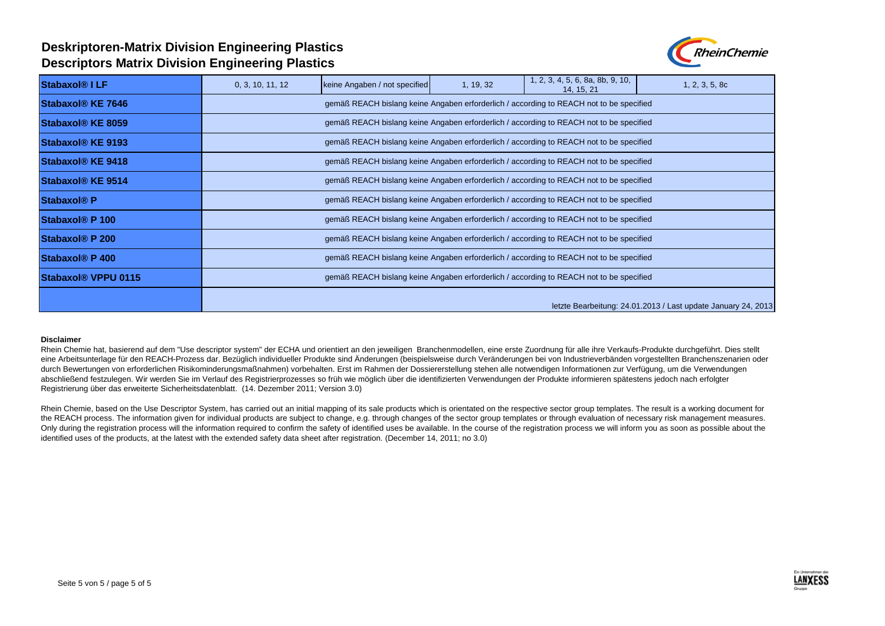# Deskriptoren-Matrix Division Engineering Plastics
# Descriptors Matrix Division Engineering Plastics

| | | | | | |
|---|---|---|---|---|---|
| **Stabaxol® I LF** | 0, 3, 10, 11, 12 | keine Angaben / not specified | 1, 19, 32 | 1, 2, 3, 4, 5, 6, 8a, 8b, 9, 10, 14, 15, 21 | 1, 2, 3, 5, 8c |
| **Stabaxol® KE 7646** | gemäß REACH bislang keine Angaben erforderlich / according to REACH not to be specified | | | | |
| **Stabaxol® KE 8059** | gemäß REACH bislang keine Angaben erforderlich / according to REACH not to be specified | | | | |
| **Stabaxol® KE 9193** | gemäß REACH bislang keine Angaben erforderlich / according to REACH not to be specified | | | | |
| **Stabaxol® KE 9418** | gemäß REACH bislang keine Angaben erforderlich / according to REACH not to be specified | | | | |
| **Stabaxol® KE 9514** | gemäß REACH bislang keine Angaben erforderlich / according to REACH not to be specified | | | | |
| **Stabaxol® P** | gemäß REACH bislang keine Angaben erforderlich / according to REACH not to be specified | | | | |
| **Stabaxol® P 100** | gemäß REACH bislang keine Angaben erforderlich / according to REACH not to be specified | | | | |
| **Stabaxol® P 200** | gemäß REACH bislang keine Angaben erforderlich / according to REACH not to be specified | | | | |
| **Stabaxol® P 400** | gemäß REACH bislang keine Angaben erforderlich / according to REACH not to be specified | | | | |
| **Stabaxol® VPPU 0115** | gemäß REACH bislang keine Angaben erforderlich / according to REACH not to be specified | | | | |
| | letzte Bearbeitung: 24.01.2013 / Last update January 24, 2013 | | | | |

**Disclaimer**

Rhein Chemie hat, basierend auf dem "Use descriptor system" der ECHA und orientiert an den jeweiligen Branchenmodellen, eine erste Zuordnung für alle ihre Verkaufs-Produkte durchgeführt. Dies stellt eine Arbeitsunterlage für den REACH-Prozess dar. Bezüglich individueller Produkte sind Änderungen (beispielsweise durch Veränderungen bei von Industrieverbänden vorgestellten Branchenszenarien oder durch Bewertungen von erforderlichen Risikominderungsmaßnahmen) vorbehalten. Erst im Rahmen der Dossiererstellung stehen alle notwendigen Informationen zur Verfügung, um die Verwendungen abschließend festzulegen. Wir werden Sie im Verlauf des Registrierprozesses so früh wie möglich über die identifizierten Verwendungen der Produkte informieren spätestens jedoch nach erfolgter Registrierung über das erweiterte Sicherheitsdatenblatt. (14. Dezember 2011; Version 3.0)

Rhein Chemie, based on the Use Descriptor System, has carried out an initial mapping of its sale products which is orientated on the respective sector group templates. The result is a working document for the REACH process. The information given for individual products are subject to change, e.g. through changes of the sector group templates or through evaluation of necessary risk management measures. Only during the registration process will the information required to confirm the safety of identified uses be available. In the course of the registration process we will inform you as soon as possible about the identified uses of the products, at the latest with the extended safety data sheet after registration. (December 14, 2011; no 3.0)